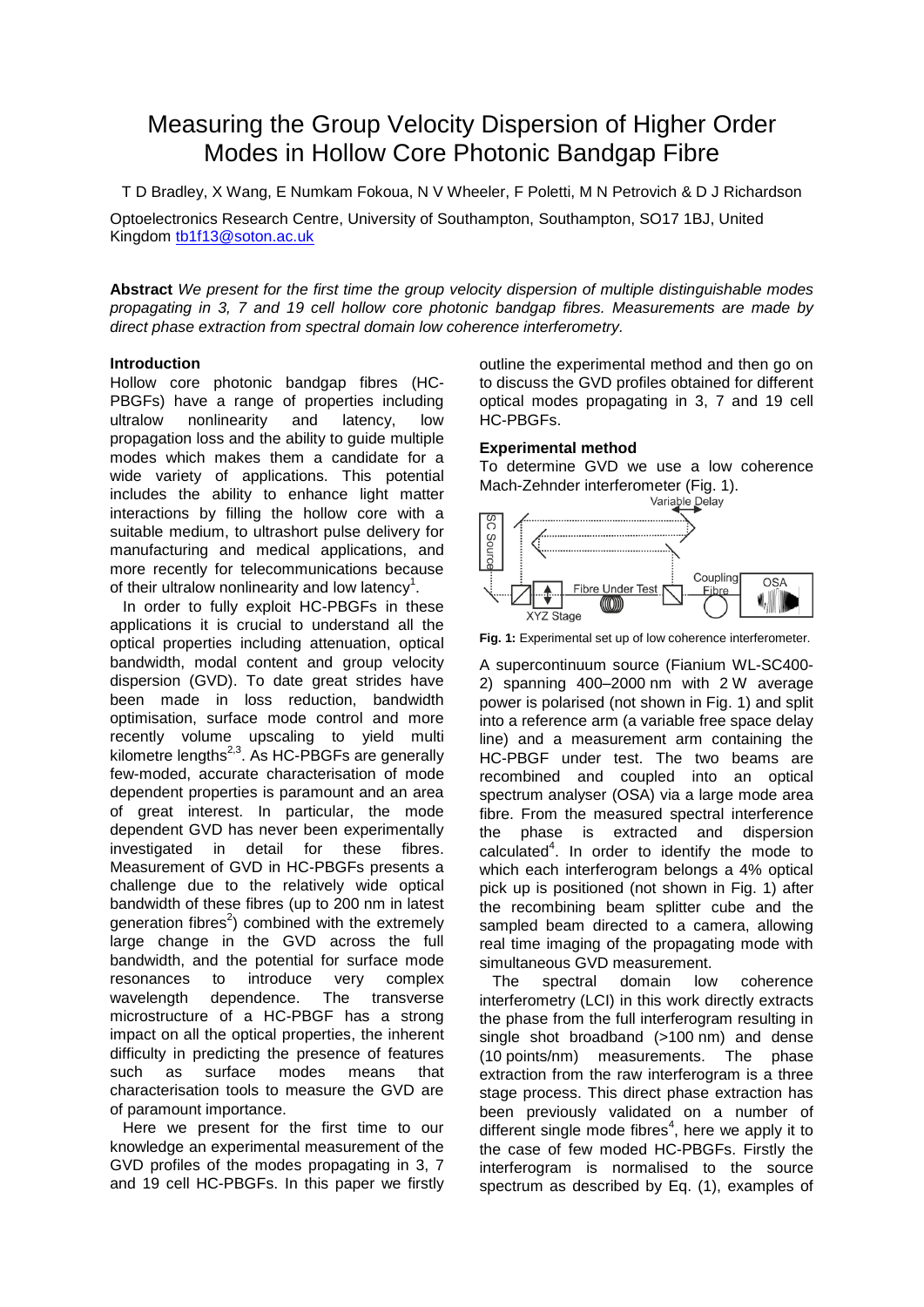# Measuring the Group Velocity Dispersion of Higher Order Modes in Hollow Core Photonic Bandgap Fibre

T D Bradley, X Wang, E Numkam Fokoua, N V Wheeler, F Poletti, M N Petrovich & D J Richardson

Optoelectronics Research Centre, University of Southampton, Southampton, SO17 1BJ, United Kingdom tb1f13@soton.ac.uk

**Abstract** *We present for the first time the group velocity dispersion of multiple distinguishable modes propagating in 3, 7 and 19 cell hollow core photonic bandgap fibres. Measurements are made by direct phase extraction from spectral domain low coherence interferometry.*

### Introduction

Hollow core photonic bandgap fibres (HC-PBGFs) have a range of properties including ultralow nonlinearity and latency, low propagation loss and the ability to guide multiple modes which makes them a candidate for a wide variety of applications. This potential includes the ability to enhance light matter interactions by filling the hollow core with a suitable medium, to ultrashort pulse delivery for manufacturing and medical applications, and more recently for telecommunications because of their ultralow nonlinearity and low latency[1].

In order to fully exploit HC-PBGFs in these applications it is crucial to understand all the optical properties including attenuation, optical bandwidth, modal content and group velocity dispersion (GVD). To date great strides have been made in loss reduction, bandwidth optimisation, surface mode control and more recently volume upscaling to yield multi kilometre lengths[2,3]. As HC-PBGFs are generally few-moded, accurate characterisation of mode dependent properties is paramount and an area of great interest. In particular, the mode dependent GVD has never been experimentally investigated in detail for these fibres. Measurement of GVD in HC-PBGFs presents a challenge due to the relatively wide optical bandwidth of these fibres (up to 200 nm in latest generation fibres[2]) combined with the extremely large change in the GVD across the full bandwidth, and the potential for surface mode resonances to introduce very complex wavelength dependence. The transverse microstructure of a HC-PBGF has a strong impact on all the optical properties, the inherent difficulty in predicting the presence of features such as surface modes means that characterisation tools to measure the GVD are of paramount importance.

Here we present for the first time to our knowledge an experimental measurement of the GVD profiles of the modes propagating in 3, 7 and 19 cell HC-PBGFs. In this paper we firstly outline the experimental method and then go on to discuss the GVD profiles obtained for different optical modes propagating in 3, 7 and 19 cell HC-PBGFs.

### Experimental method

To determine GVD we use a low coherence Mach-Zehnder interferometer (Fig. 1).

**Fig. 1:** Experimental set up of low coherence interferometer.

A supercontinuum source (Fianium WL-SC400-2) spanning 400–2000 nm with 2 W average power is polarised (not shown in Fig. 1) and split into a reference arm (a variable free space delay line) and a measurement arm containing the HC-PBGF under test. The two beams are recombined and coupled into an optical spectrum analyser (OSA) via a large mode area fibre. From the measured spectral interference the phase is extracted and dispersion calculated[4]. In order to identify the mode to which each interferogram belongs a 4% optical pick up is positioned (not shown in Fig. 1) after the recombining beam splitter cube and the sampled beam directed to a camera, allowing real time imaging of the propagating mode with simultaneous GVD measurement.

The spectral domain low coherence interferometry (LCI) in this work directly extracts the phase from the full interferogram resulting in single shot broadband (>100 nm) and dense (10 points/nm) measurements. The phase extraction from the raw interferogram is a three stage process. This direct phase extraction has been previously validated on a number of different single mode fibres[4], here we apply it to the case of few moded HC-PBGFs. Firstly the interferogram is normalised to the source spectrum as described by Eq. (1), examples of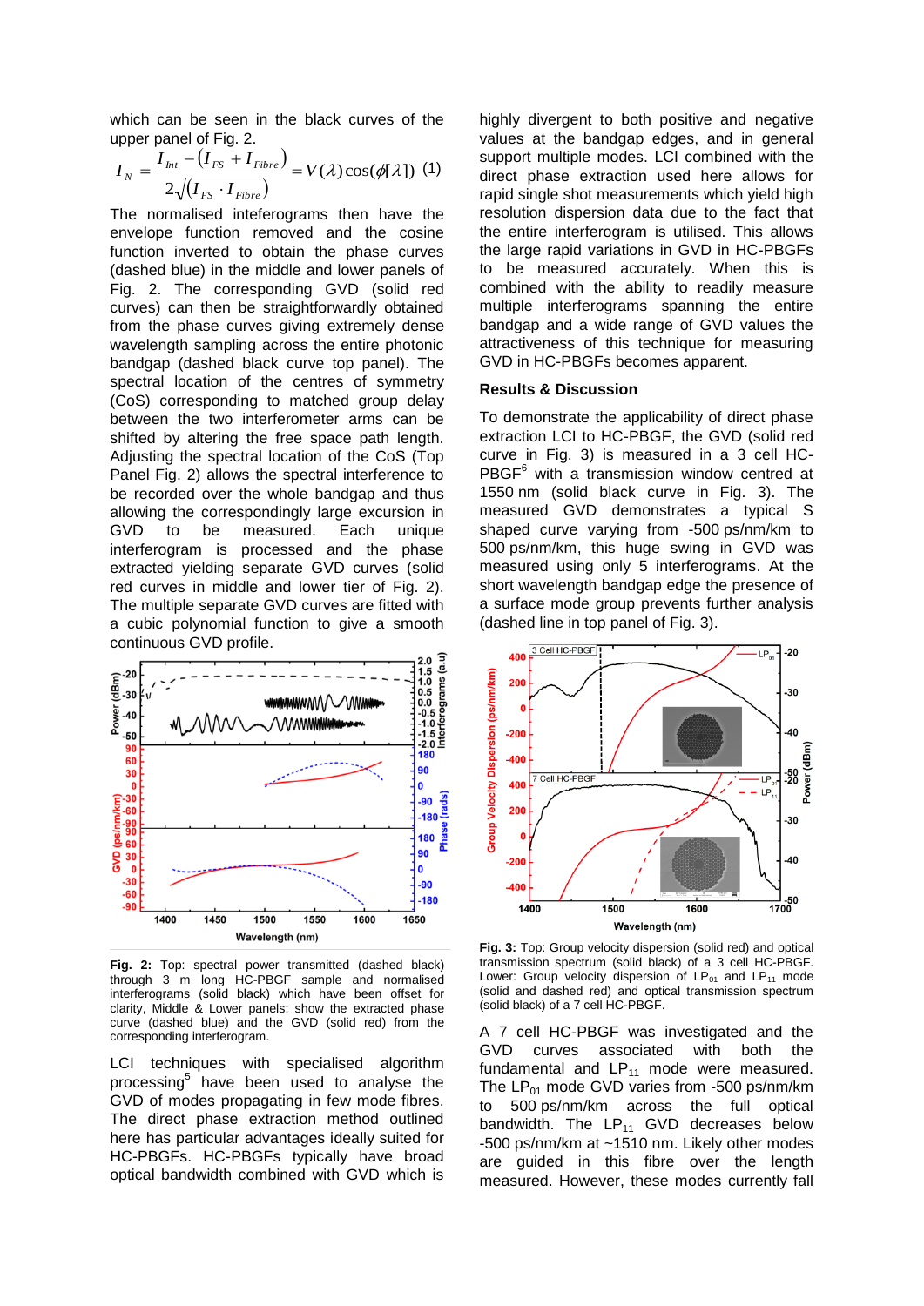which can be seen in the black curves of the upper panel of Fig. 2.

$$I_N = \frac{I_{Int} - (I_{FS} + I_{Fibre})}{2\sqrt{(I_{FS} \cdot I_{Fibre})}} = V(\lambda)\cos(\phi[\lambda]) \quad (1)$$

The normalised inteferograms then have the envelope function removed and the cosine function inverted to obtain the phase curves (dashed blue) in the middle and lower panels of Fig. 2. The corresponding GVD (solid red curves) can then be straightforwardly obtained from the phase curves giving extremely dense wavelength sampling across the entire photonic bandgap (dashed black curve top panel). The spectral location of the centres of symmetry (CoS) corresponding to matched group delay between the two interferometer arms can be shifted by altering the free space path length. Adjusting the spectral location of the CoS (Top Panel Fig. 2) allows the spectral interference to be recorded over the whole bandgap and thus allowing the correspondingly large excursion in GVD to be measured. Each unique interferogram is processed and the phase extracted yielding separate GVD curves (solid red curves in middle and lower tier of Fig. 2). The multiple separate GVD curves are fitted with a cubic polynomial function to give a smooth continuous GVD profile.

**Fig. 2:** Top: spectral power transmitted (dashed black) through 3 m long HC-PBGF sample and normalised interferograms (solid black) which have been offset for clarity, Middle & Lower panels: show the extracted phase curve (dashed blue) and the GVD (solid red) from the corresponding interferogram.

LCI techniques with specialised algorithm processing[5] have been used to analyse the GVD of modes propagating in few mode fibres. The direct phase extraction method outlined here has particular advantages ideally suited for HC-PBGFs. HC-PBGFs typically have broad optical bandwidth combined with GVD which is highly divergent to both positive and negative values at the bandgap edges, and in general support multiple modes. LCI combined with the direct phase extraction used here allows for rapid single shot measurements which yield high resolution dispersion data due to the fact that the entire interferogram is utilised. This allows the large rapid variations in GVD in HC-PBGFs to be measured accurately. When this is combined with the ability to readily measure multiple interferograms spanning the entire bandgap and a wide range of GVD values the attractiveness of this technique for measuring GVD in HC-PBGFs becomes apparent.

## Results & Discussion

To demonstrate the applicability of direct phase extraction LCI to HC-PBGF, the GVD (solid red curve in Fig. 3) is measured in a 3 cell HC-PBGF[6] with a transmission window centred at 1550 nm (solid black curve in Fig. 3). The measured GVD demonstrates a typical S shaped curve varying from -500 ps/nm/km to 500 ps/nm/km, this huge swing in GVD was measured using only 5 interferograms. At the short wavelength bandgap edge the presence of a surface mode group prevents further analysis (dashed line in top panel of Fig. 3).

**Fig. 3:** Top: Group velocity dispersion (solid red) and optical transmission spectrum (solid black) of a 3 cell HC-PBGF. Lower: Group velocity dispersion of $LP_{01}$ and $LP_{11}$ mode (solid and dashed red) and optical transmission spectrum (solid black) of a 7 cell HC-PBGF.

A 7 cell HC-PBGF was investigated and the GVD curves associated with both the fundamental and $LP_{11}$ mode were measured. The $LP_{01}$ mode GVD varies from -500 ps/nm/km to 500 ps/nm/km across the full optical bandwidth. The $LP_{11}$ GVD decreases below -500 ps/nm/km at ~1510 nm. Likely other modes are guided in this fibre over the length measured. However, these modes currently fall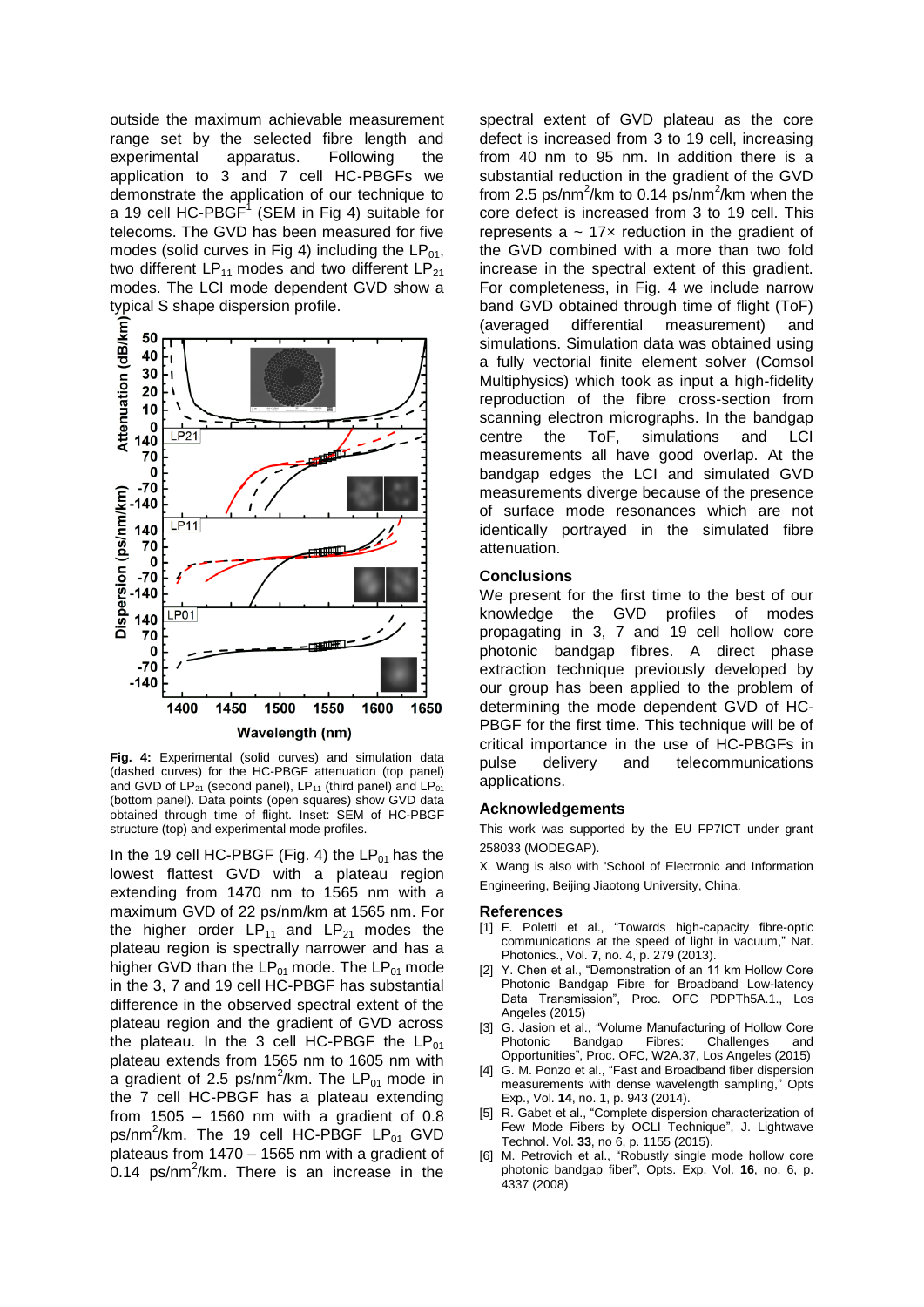outside the maximum achievable measurement range set by the selected fibre length and experimental apparatus. Following the application to 3 and 7 cell HC-PBGFs we demonstrate the application of our technique to a 19 cell HC-PBGF[1] (SEM in Fig 4) suitable for telecoms. The GVD has been measured for five modes (solid curves in Fig 4) including the $LP_{01}$, two different $LP_{11}$ modes and two different $LP_{21}$ modes. The LCI mode dependent GVD show a typical S shape dispersion profile.

Attenuation (dB/km)
50
40
30
20
10
0
LP21
140
70
0
-70
-140
LP11
140
70
0
-70
-140
LP01
140
70
0
-70
-140
Dispersion (ps/nm/km)
1400 1450 1500 1550 1600 1650
Wavelength (nm)

**Fig. 4:** Experimental (solid curves) and simulation data (dashed curves) for the HC-PBGF attenuation (top panel) and GVD of $LP_{21}$ (second panel), $LP_{11}$ (third panel) and $LP_{01}$ (bottom panel). Data points (open squares) show GVD data obtained through time of flight. Inset: SEM of HC-PBGF structure (top) and experimental mode profiles.

In the 19 cell HC-PBGF (Fig. 4) the $LP_{01}$ has the lowest flattest GVD with a plateau region extending from 1470 nm to 1565 nm with a maximum GVD of 22 ps/nm/km at 1565 nm. For the higher order $LP_{11}$ and $LP_{21}$ modes the plateau region is spectrally narrower and has a higher GVD than the $LP_{01}$ mode. The $LP_{01}$ mode in the 3, 7 and 19 cell HC-PBGF has substantial difference in the observed spectral extent of the plateau region and the gradient of GVD across the plateau. In the 3 cell HC-PBGF the $LP_{01}$ plateau extends from 1565 nm to 1605 nm with a gradient of 2.5 ps/nm$^2$/km. The $LP_{01}$ mode in the 7 cell HC-PBGF has a plateau extending from 1505 – 1560 nm with a gradient of 0.8 ps/nm$^2$/km. The 19 cell HC-PBGF $LP_{01}$ GVD plateaus from 1470 – 1565 nm with a gradient of 0.14 ps/nm$^2$/km. There is an increase in the spectral extent of GVD plateau as the core defect is increased from 3 to 19 cell, increasing from 40 nm to 95 nm. In addition there is a substantial reduction in the gradient of the GVD from 2.5 ps/nm$^2$/km to 0.14 ps/nm$^2$/km when the core defect is increased from 3 to 19 cell. This represents a ~ 17× reduction in the gradient of the GVD combined with a more than two fold increase in the spectral extent of this gradient. For completeness, in Fig. 4 we include narrow band GVD obtained through time of flight (ToF) (averaged differential measurement) and simulations. Simulation data was obtained using a fully vectorial finite element solver (Comsol Multiphysics) which took as input a high-fidelity reproduction of the fibre cross-section from scanning electron micrographs. In the bandgap centre the ToF, simulations and LCI measurements all have good overlap. At the bandgap edges the LCI and simulated GVD measurements diverge because of the presence of surface mode resonances which are not identically portrayed in the simulated fibre attenuation.

## Conclusions

We present for the first time to the best of our knowledge the GVD profiles of modes propagating in 3, 7 and 19 cell hollow core photonic bandgap fibres. A direct phase extraction technique previously developed by our group has been applied to the problem of determining the mode dependent GVD of HC-PBGF for the first time. This technique will be of critical importance in the use of HC-PBGFs in pulse delivery and telecommunications applications.

## Acknowledgements

This work was supported by the EU FP7ICT under grant 258033 (MODEGAP).

X. Wang is also with 'School of Electronic and Information Engineering, Beijing Jiaotong University, China.

## References

[1] F. Poletti et al., "Towards high-capacity fibre-optic communications at the speed of light in vacuum," Nat. Photonics., Vol. **7**, no. 4, p. 279 (2013).

[2] Y. Chen et al., "Demonstration of an 11 km Hollow Core Photonic Bandgap Fibre for Broadband Low-latency Data Transmission", Proc. OFC PDPTh5A.1., Los Angeles (2015)

[3] G. Jasion et al., "Volume Manufacturing of Hollow Core Photonic Bandgap Fibres: Challenges and Opportunities", Proc. OFC, W2A.37, Los Angeles (2015)

[4] G. M. Ponzo et al., "Fast and Broadband fiber dispersion measurements with dense wavelength sampling," Opts Exp., Vol. **14**, no. 1, p. 943 (2014).

[5] R. Gabet et al., "Complete dispersion characterization of Few Mode Fibers by OCLI Technique", J. Lightwave Technol. Vol. **33**, no 6, p. 1155 (2015).

[6] M. Petrovich et al., "Robustly single mode hollow core photonic bandgap fiber", Opts. Exp. Vol. **16**, no. 6, p. 4337 (2008)